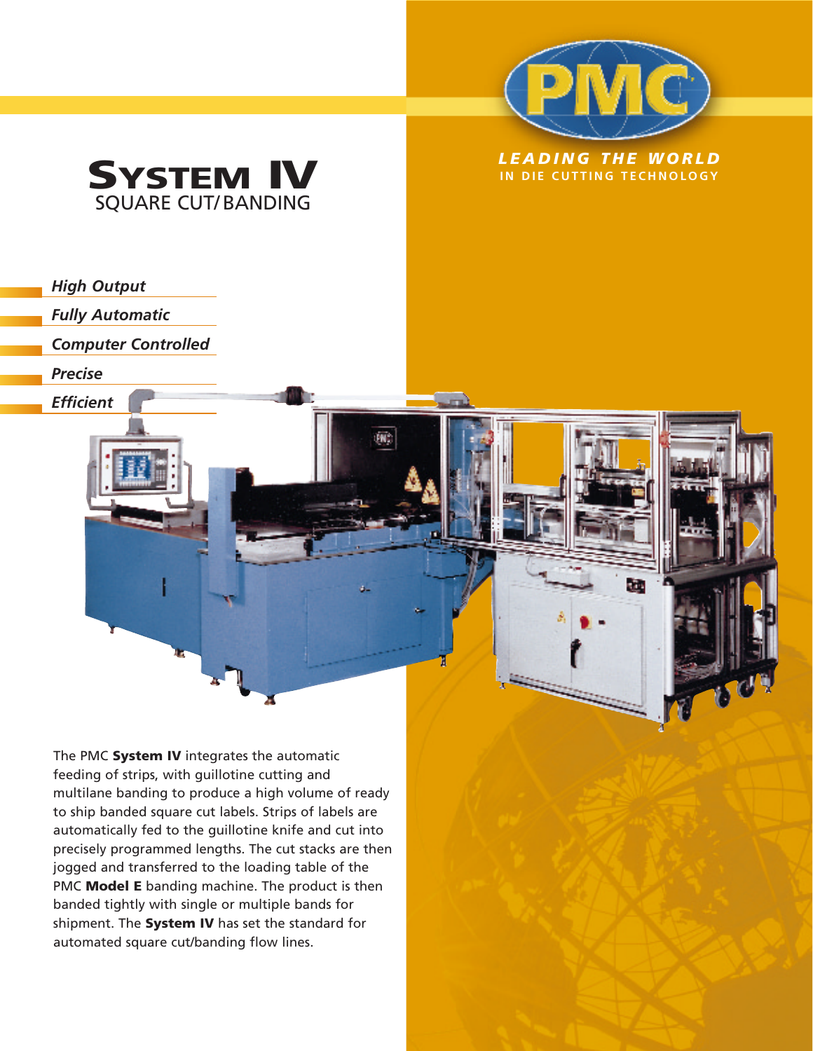PMC

***LEADING THE WORLD***
**IN DIE CUTTING TECHNOLOGY**

# SYSTEM IV
## SQUARE CUT/BANDING

- *High Output*
- *Fully Automatic*
- *Computer Controlled*
- *Precise*
- *Efficient*

The PMC **System IV** integrates the automatic feeding of strips, with guillotine cutting and multilane banding to produce a high volume of ready to ship banded square cut labels. Strips of labels are automatically fed to the guillotine knife and cut into precisely programmed lengths. The cut stacks are then jogged and transferred to the loading table of the PMC **Model E** banding machine. The product is then banded tightly with single or multiple bands for shipment. The **System IV** has set the standard for automated square cut/banding flow lines.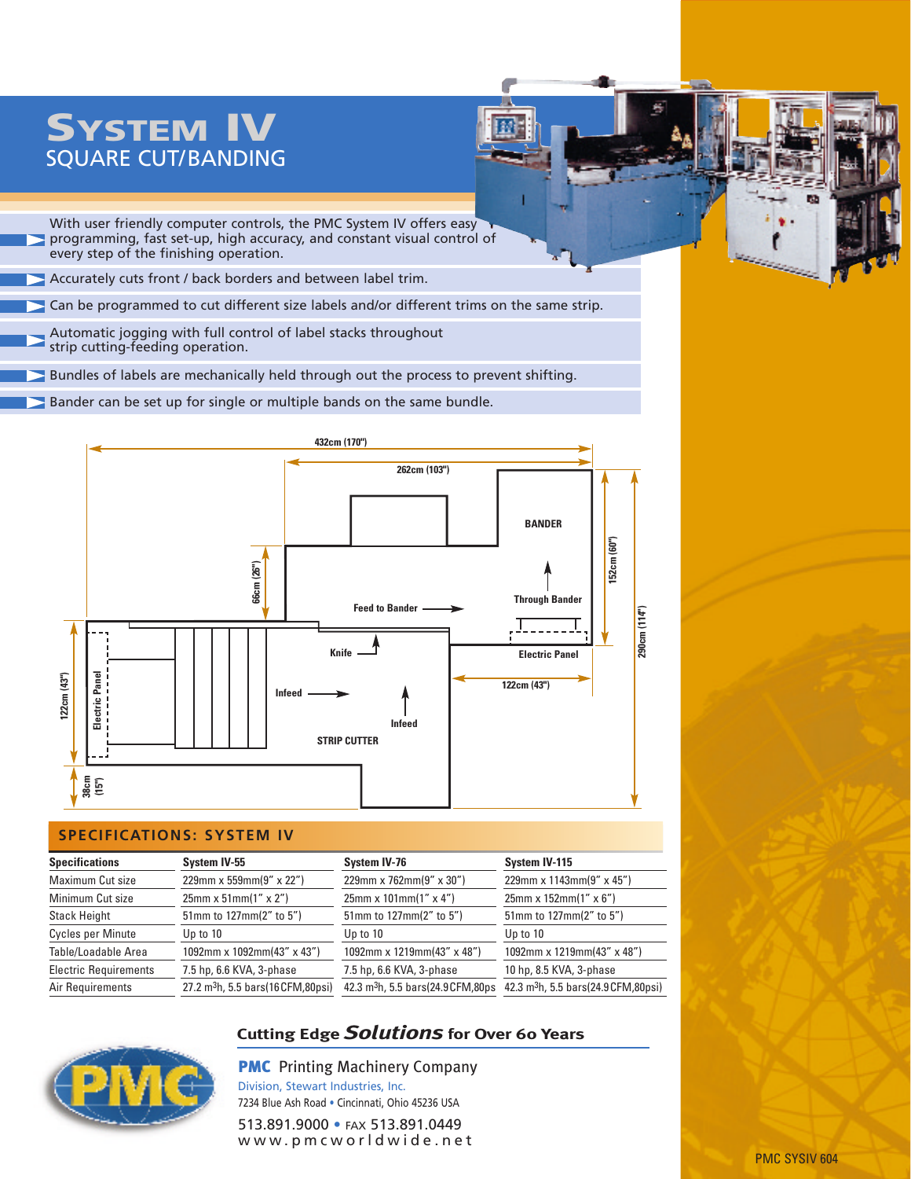# System IV
## SQUARE CUT/BANDING

- With user friendly computer controls, the PMC System IV offers easy programming, fast set-up, high accuracy, and constant visual control of every step of the finishing operation.
- Accurately cuts front / back borders and between label trim.
- Can be programmed to cut different size labels and/or different trims on the same strip.
- Automatic jogging with full control of label stacks throughout strip cutting-feeding operation.
- Bundles of labels are mechanically held through out the process to prevent shifting.
- Bander can be set up for single or multiple bands on the same bundle.

432cm (170")
262cm (103")
BANDER
66cm (26")
152cm (60")
Through Bander
Feed to Bander
290cm (114")
Knife
Electric Panel
122cm (43")
Electric Panel
122cm (43")
Infeed
Infeed
STRIP CUTTER
38cm (15")

## SPECIFICATIONS: SYSTEM IV

| Specifications | System IV-55 | System IV-76 | System IV-115 |
|---|---|---|---|
| Maximum Cut size | 229mm x 559mm(9" x 22") | 229mm x 762mm(9" x 30") | 229mm x 1143mm(9" x 45") |
| Minimum Cut size | 25mm x 51mm(1" x 2") | 25mm x 101mm(1" x 4") | 25mm x 152mm(1" x 6") |
| Stack Height | 51mm to 127mm(2" to 5") | 51mm to 127mm(2" to 5") | 51mm to 127mm(2" to 5") |
| Cycles per Minute | Up to 10 | Up to 10 | Up to 10 |
| Table/Loadable Area | 1092mm x 1092mm(43" x 43") | 1092mm x 1219mm(43" x 48") | 1092mm x 1219mm(43" x 48") |
| Electric Requirements | 7.5 hp, 6.6 KVA, 3-phase | 7.5 hp, 6.6 KVA, 3-phase | 10 hp, 8.5 KVA, 3-phase |
| Air Requirements | 27.2 $m^3$h, 5.5 bars(16CFM,80psi) | 42.3 $m^3$h, 5.5 bars(24.9CFM,80ps | 42.3 $m^3$h, 5.5 bars(24.9CFM,80psi) |

**Cutting Edge *Solutions* for Over 60 Years**

**PMC** Printing Machinery Company
Division, Stewart Industries, Inc.
7234 Blue Ash Road • Cincinnati, Ohio 45236 USA

513.891.9000 • FAX 513.891.0449
www.pmcworldwide.net

PMC SYSIV 604